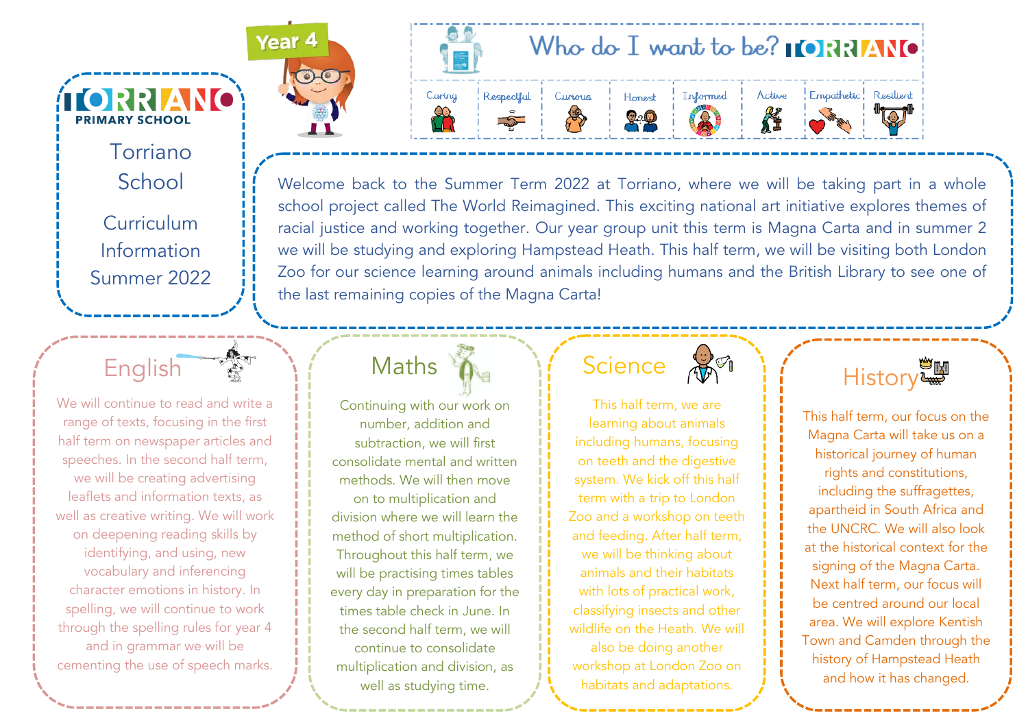Year 4

# Torriano School

## Curriculum Information Summer 2022

TORRIANO PRIMARY SCHOOL

**Who do I want to be?** TORRIANO

Caring | Respectful | Curious | Honest | Informed | Active | Empathetic | Resilient

Welcome back to the Summer Term 2022 at Torriano, where we will be taking part in a whole school project called The World Reimagined. This exciting national art initiative explores themes of racial justice and working together. Our year group unit this term is Magna Carta and in summer 2 we will be studying and exploring Hampstead Heath. This half term, we will be visiting both London Zoo for our science learning around animals including humans and the British Library to see one of the last remaining copies of the Magna Carta!

## English

We will continue to read and write a range of texts, focusing in the first half term on newspaper articles and speeches. In the second half term, we will be creating advertising leaflets and information texts, as well as creative writing. We will work on deepening reading skills by identifying, and using, new vocabulary and inferencing character emotions in history. In spelling, we will continue to work through the spelling rules for year 4 and in grammar we will be cementing the use of speech marks.

## Maths

Continuing with our work on number, addition and subtraction, we will first consolidate mental and written methods. We will then move on to multiplication and division where we will learn the method of short multiplication. Throughout this half term, we will be practising times tables every day in preparation for the times table check in June. In the second half term, we will continue to consolidate multiplication and division, as well as studying time.

## Science

This half term, we are learning about animals including humans, focusing on teeth and the digestive system. We kick off this half term with a trip to London Zoo and a workshop on teeth and feeding. After half term, we will be thinking about animals and their habitats with lots of practical work, classifying insects and other wildlife on the Heath. We will also be doing another workshop at London Zoo on habitats and adaptations.

## History

This half term, our focus on the Magna Carta will take us on a historical journey of human rights and constitutions, including the suffragettes, apartheid in South Africa and the UNCRC. We will also look at the historical context for the signing of the Magna Carta. Next half term, our focus will be centred around our local area. We will explore Kentish Town and Camden through the history of Hampstead Heath and how it has changed.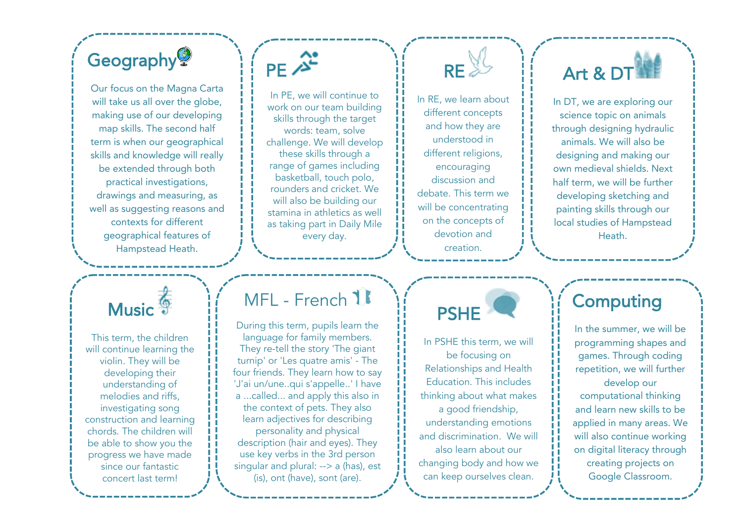## Geography

Our focus on the Magna Carta will take us all over the globe, making use of our developing map skills. The second half term is when our geographical skills and knowledge will really be extended through both practical investigations, drawings and measuring, as well as suggesting reasons and contexts for different geographical features of Hampstead Heath.

## PE

In PE, we will continue to work on our team building skills through the target words: team, solve challenge. We will develop these skills through a range of games including basketball, touch polo, rounders and cricket. We will also be building our stamina in athletics as well as taking part in Daily Mile every day.

## RE

In RE, we learn about different concepts and how they are understood in different religions, encouraging discussion and debate. This term we will be concentrating on the concepts of devotion and creation.

## Art & DT

In DT, we are exploring our science topic on animals through designing hydraulic animals. We will also be designing and making our own medieval shields. Next half term, we will be further developing sketching and painting skills through our local studies of Hampstead Heath.

## Music

This term, the children will continue learning the violin. They will be developing their understanding of melodies and riffs, investigating song construction and learning chords. The children will be able to show you the progress we have made since our fantastic concert last term!

## MFL - French

During this term, pupils learn the language for family members. They re-tell the story 'The giant turnip' or 'Les quatre amis' - The four friends. They learn how to say 'J'ai un/une..qui s'appelle..' I have a ...called... and apply this also in the context of pets. They also learn adjectives for describing personality and physical description (hair and eyes). They use key verbs in the 3rd person singular and plural: --> a (has), est (is), ont (have), sont (are).

## PSHE

In PSHE this term, we will be focusing on Relationships and Health Education. This includes thinking about what makes a good friendship, understanding emotions and discrimination. We will also learn about our changing body and how we can keep ourselves clean.

## Computing

In the summer, we will be programming shapes and games. Through coding repetition, we will further develop our computational thinking and learn new skills to be applied in many areas. We will also continue working on digital literacy through creating projects on Google Classroom.